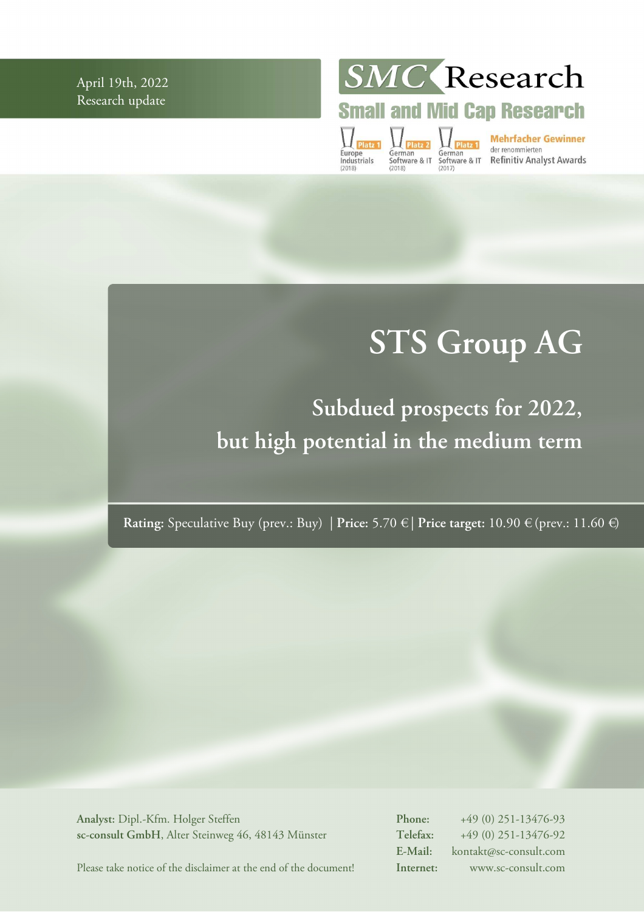April 19th, 2022
Research update

SMC Research
Small and Mid Cap Research

Platz 1 Europe Industrials (2018) | Platz 2 German Software & IT (2018) | Platz 1 German Software & IT (2017)

Mehrfacher Gewinner der renommierten Refinitiv Analyst Awards

# STS Group AG

## Subdued prospects for 2022, but high potential in the medium term

**Rating:** Speculative Buy (prev.: Buy) | **Price:** 5.70 € | **Price target:** 10.90 € (prev.: 11.60 €)

**Analyst:** Dipl.-Kfm. Holger Steffen
**sc-consult GmbH**, Alter Steinweg 46, 48143 Münster

**Phone:** +49 (0) 251-13476-93
**Telefax:** +49 (0) 251-13476-92
**E-Mail:** kontakt@sc-consult.com
**Internet:** www.sc-consult.com

Please take notice of the disclaimer at the end of the document!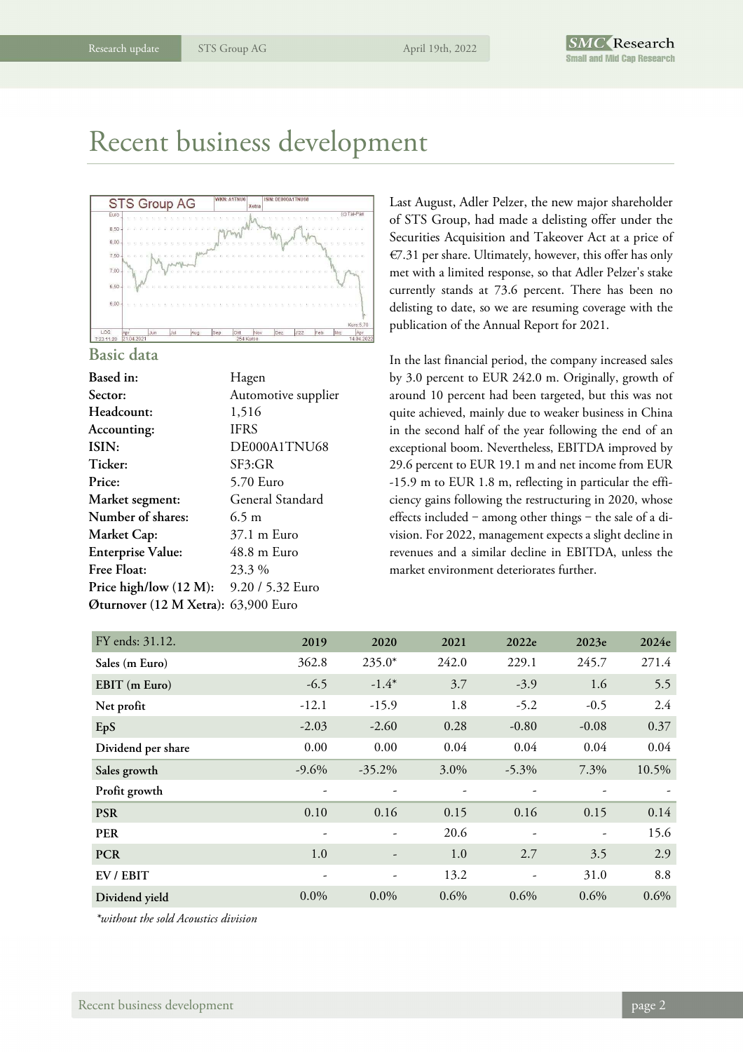# Recent business development

## Basic data

| | |
|---|---|
| **Based in:** | Hagen |
| **Sector:** | Automotive supplier |
| **Headcount:** | 1,516 |
| **Accounting:** | IFRS |
| **ISIN:** | DE000A1TNU68 |
| **Ticker:** | SF3:GR |
| **Price:** | 5.70 Euro |
| **Market segment:** | General Standard |
| **Number of shares:** | 6.5 m |
| **Market Cap:** | 37.1 m Euro |
| **Enterprise Value:** | 48.8 m Euro |
| **Free Float:** | 23.3 % |
| **Price high/low (12 M):** | 9.20 / 5.32 Euro |
| **Øturnover (12 M Xetra):** | 63,900 Euro |

Last August, Adler Pelzer, the new major shareholder of STS Group, had made a delisting offer under the Securities Acquisition and Takeover Act at a price of €7.31 per share. Ultimately, however, this offer has only met with a limited response, so that Adler Pelzer's stake currently stands at 73.6 percent. There has been no delisting to date, so we are resuming coverage with the publication of the Annual Report for 2021.

In the last financial period, the company increased sales by 3.0 percent to EUR 242.0 m. Originally, growth of around 10 percent had been targeted, but this was not quite achieved, mainly due to weaker business in China in the second half of the year following the end of an exceptional boom. Nevertheless, EBITDA improved by 29.6 percent to EUR 19.1 m and net income from EUR -15.9 m to EUR 1.8 m, reflecting in particular the efficiency gains following the restructuring in 2020, whose effects included – among other things – the sale of a division. For 2022, management expects a slight decline in revenues and a similar decline in EBITDA, unless the market environment deteriorates further.

| FY ends: 31.12. | 2019 | 2020 | 2021 | 2022e | 2023e | 2024e |
|---|---|---|---|---|---|---|
| **Sales (m Euro)** | 362.8 | 235.0* | 242.0 | 229.1 | 245.7 | 271.4 |
| **EBIT (m Euro)** | -6.5 | -1.4* | 3.7 | -3.9 | 1.6 | 5.5 |
| **Net profit** | -12.1 | -15.9 | 1.8 | -5.2 | -0.5 | 2.4 |
| **EpS** | -2.03 | -2.60 | 0.28 | -0.80 | -0.08 | 0.37 |
| **Dividend per share** | 0.00 | 0.00 | 0.04 | 0.04 | 0.04 | 0.04 |
| **Sales growth** | -9.6% | -35.2% | 3.0% | -5.3% | 7.3% | 10.5% |
| **Profit growth** | - | - | - | - | - | - |
| **PSR** | 0.10 | 0.16 | 0.15 | 0.16 | 0.15 | 0.14 |
| **PER** | - | - | 20.6 | - | - | 15.6 |
| **PCR** | 1.0 | - | 1.0 | 2.7 | 3.5 | 2.9 |
| **EV / EBIT** | - | - | 13.2 | - | 31.0 | 8.8 |
| **Dividend yield** | 0.0% | 0.0% | 0.6% | 0.6% | 0.6% | 0.6% |

*\*without the sold Acoustics division*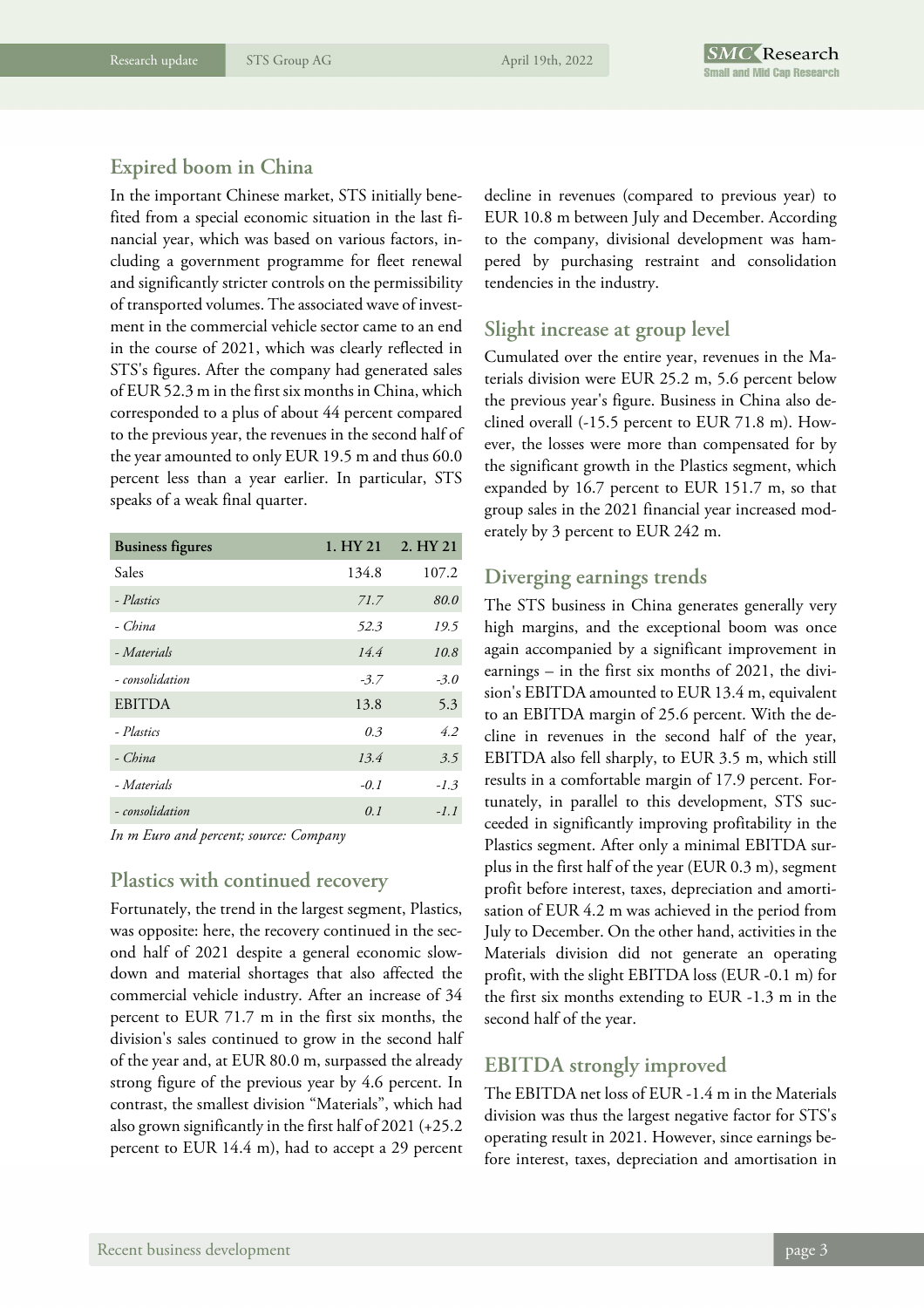## Expired boom in China

In the important Chinese market, STS initially benefited from a special economic situation in the last financial year, which was based on various factors, including a government programme for fleet renewal and significantly stricter controls on the permissibility of transported volumes. The associated wave of investment in the commercial vehicle sector came to an end in the course of 2021, which was clearly reflected in STS's figures. After the company had generated sales of EUR 52.3 m in the first six months in China, which corresponded to a plus of about 44 percent compared to the previous year, the revenues in the second half of the year amounted to only EUR 19.5 m and thus 60.0 percent less than a year earlier. In particular, STS speaks of a weak final quarter.

| Business figures | 1. HY 21 | 2. HY 21 |
|---|---|---|
| Sales | 134.8 | 107.2 |
| *- Plastics* | *71.7* | *80.0* |
| *- China* | *52.3* | *19.5* |
| *- Materials* | *14.4* | *10.8* |
| *- consolidation* | *-3.7* | *-3.0* |
| EBITDA | 13.8 | 5.3 |
| *- Plastics* | *0.3* | *4.2* |
| *- China* | *13.4* | *3.5* |
| *- Materials* | *-0.1* | *-1.3* |
| *- consolidation* | *0.1* | *-1.1* |

*In m Euro and percent; source: Company*

## Plastics with continued recovery

Fortunately, the trend in the largest segment, Plastics, was opposite: here, the recovery continued in the second half of 2021 despite a general economic slowdown and material shortages that also affected the commercial vehicle industry. After an increase of 34 percent to EUR 71.7 m in the first six months, the division's sales continued to grow in the second half of the year and, at EUR 80.0 m, surpassed the already strong figure of the previous year by 4.6 percent. In contrast, the smallest division "Materials", which had also grown significantly in the first half of 2021 (+25.2 percent to EUR 14.4 m), had to accept a 29 percent decline in revenues (compared to previous year) to EUR 10.8 m between July and December. According to the company, divisional development was hampered by purchasing restraint and consolidation tendencies in the industry.

## Slight increase at group level

Cumulated over the entire year, revenues in the Materials division were EUR 25.2 m, 5.6 percent below the previous year's figure. Business in China also declined overall (-15.5 percent to EUR 71.8 m). However, the losses were more than compensated for by the significant growth in the Plastics segment, which expanded by 16.7 percent to EUR 151.7 m, so that group sales in the 2021 financial year increased moderately by 3 percent to EUR 242 m.

## Diverging earnings trends

The STS business in China generates generally very high margins, and the exceptional boom was once again accompanied by a significant improvement in earnings – in the first six months of 2021, the division's EBITDA amounted to EUR 13.4 m, equivalent to an EBITDA margin of 25.6 percent. With the decline in revenues in the second half of the year, EBITDA also fell sharply, to EUR 3.5 m, which still results in a comfortable margin of 17.9 percent. Fortunately, in parallel to this development, STS succeeded in significantly improving profitability in the Plastics segment. After only a minimal EBITDA surplus in the first half of the year (EUR 0.3 m), segment profit before interest, taxes, depreciation and amortisation of EUR 4.2 m was achieved in the period from July to December. On the other hand, activities in the Materials division did not generate an operating profit, with the slight EBITDA loss (EUR -0.1 m) for the first six months extending to EUR -1.3 m in the second half of the year.

## EBITDA strongly improved

The EBITDA net loss of EUR -1.4 m in the Materials division was thus the largest negative factor for STS's operating result in 2021. However, since earnings before interest, taxes, depreciation and amortisation in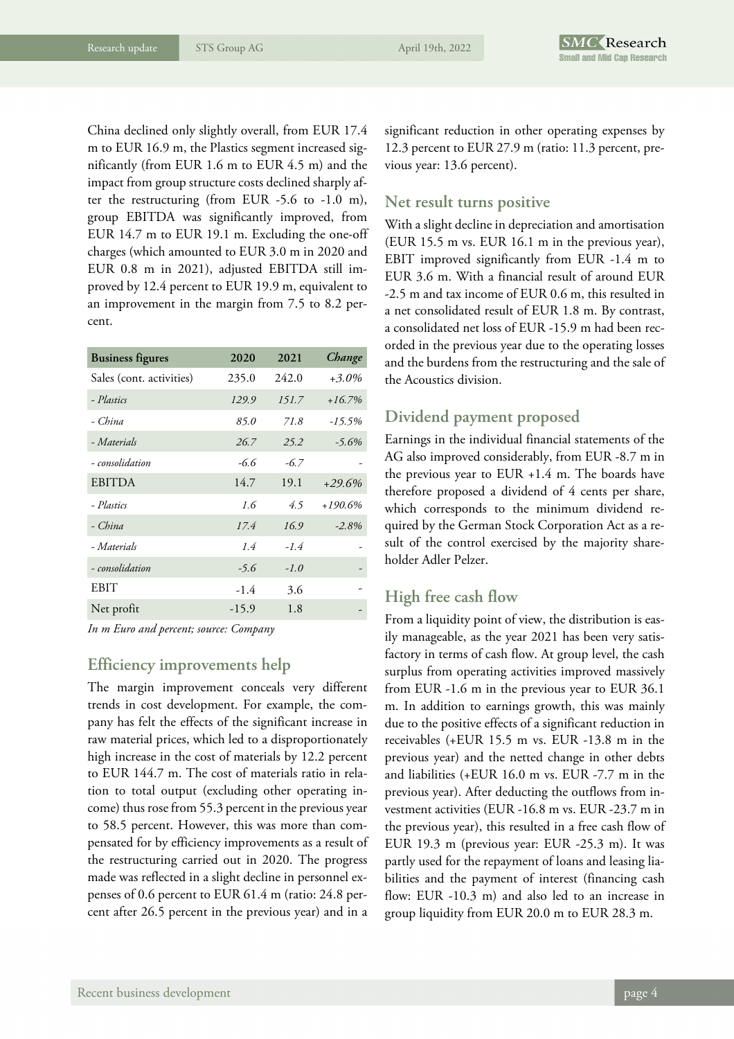China declined only slightly overall, from EUR 17.4 m to EUR 16.9 m, the Plastics segment increased significantly (from EUR 1.6 m to EUR 4.5 m) and the impact from group structure costs declined sharply after the restructuring (from EUR -5.6 to -1.0 m), group EBITDA was significantly improved, from EUR 14.7 m to EUR 19.1 m. Excluding the one-off charges (which amounted to EUR 3.0 m in 2020 and EUR 0.8 m in 2021), adjusted EBITDA still improved by 12.4 percent to EUR 19.9 m, equivalent to an improvement in the margin from 7.5 to 8.2 percent.

| Business figures | 2020 | 2021 | *Change* |
|---|---|---|---|
| Sales (cont. activities) | 235.0 | 242.0 | *+3.0%* |
| *- Plastics* | *129.9* | *151.7* | *+16.7%* |
| *- China* | *85.0* | *71.8* | *-15.5%* |
| *- Materials* | *26.7* | *25.2* | *-5.6%* |
| *- consolidation* | *-6.6* | *-6.7* | - |
| EBITDA | 14.7 | 19.1 | *+29.6%* |
| *- Plastics* | *1.6* | *4.5* | *+190.6%* |
| *- China* | *17.4* | *16.9* | *-2.8%* |
| *- Materials* | *1.4* | *-1.4* | - |
| *- consolidation* | *-5.6* | *-1.0* | - |
| EBIT | -1.4 | 3.6 | - |
| Net profit | -15.9 | 1.8 | - |

*In m Euro and percent; source: Company*

## Efficiency improvements help

The margin improvement conceals very different trends in cost development. For example, the company has felt the effects of the significant increase in raw material prices, which led to a disproportionately high increase in the cost of materials by 12.2 percent to EUR 144.7 m. The cost of materials ratio in relation to total output (excluding other operating income) thus rose from 55.3 percent in the previous year to 58.5 percent. However, this was more than compensated for by efficiency improvements as a result of the restructuring carried out in 2020. The progress made was reflected in a slight decline in personnel expenses of 0.6 percent to EUR 61.4 m (ratio: 24.8 percent after 26.5 percent in the previous year) and in a significant reduction in other operating expenses by 12.3 percent to EUR 27.9 m (ratio: 11.3 percent, previous year: 13.6 percent).

## Net result turns positive

With a slight decline in depreciation and amortisation (EUR 15.5 m vs. EUR 16.1 m in the previous year), EBIT improved significantly from EUR -1.4 m to EUR 3.6 m. With a financial result of around EUR -2.5 m and tax income of EUR 0.6 m, this resulted in a net consolidated result of EUR 1.8 m. By contrast, a consolidated net loss of EUR -15.9 m had been recorded in the previous year due to the operating losses and the burdens from the restructuring and the sale of the Acoustics division.

## Dividend payment proposed

Earnings in the individual financial statements of the AG also improved considerably, from EUR -8.7 m in the previous year to EUR +1.4 m. The boards have therefore proposed a dividend of 4 cents per share, which corresponds to the minimum dividend required by the German Stock Corporation Act as a result of the control exercised by the majority shareholder Adler Pelzer.

## High free cash flow

From a liquidity point of view, the distribution is easily manageable, as the year 2021 has been very satisfactory in terms of cash flow. At group level, the cash surplus from operating activities improved massively from EUR -1.6 m in the previous year to EUR 36.1 m. In addition to earnings growth, this was mainly due to the positive effects of a significant reduction in receivables (+EUR 15.5 m vs. EUR -13.8 m in the previous year) and the netted change in other debts and liabilities (+EUR 16.0 m vs. EUR -7.7 m in the previous year). After deducting the outflows from investment activities (EUR -16.8 m vs. EUR -23.7 m in the previous year), this resulted in a free cash flow of EUR 19.3 m (previous year: EUR -25.3 m). It was partly used for the repayment of loans and leasing liabilities and the payment of interest (financing cash flow: EUR -10.3 m) and also led to an increase in group liquidity from EUR 20.0 m to EUR 28.3 m.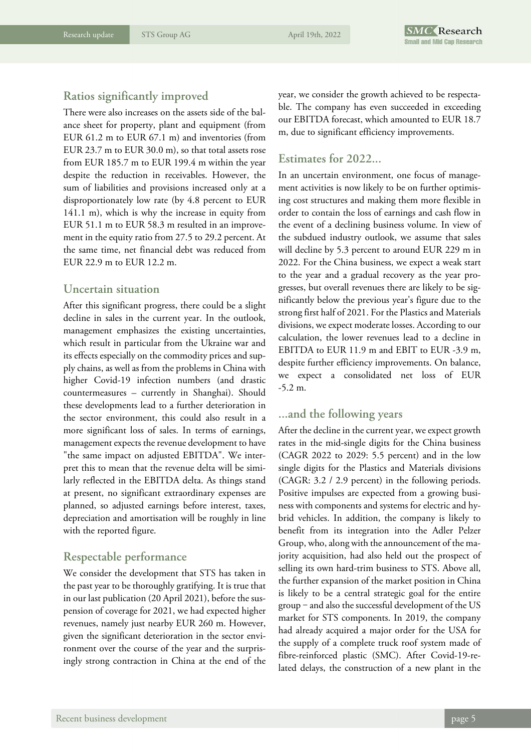## Ratios significantly improved

There were also increases on the assets side of the balance sheet for property, plant and equipment (from EUR 61.2 m to EUR 67.1 m) and inventories (from EUR 23.7 m to EUR 30.0 m), so that total assets rose from EUR 185.7 m to EUR 199.4 m within the year despite the reduction in receivables. However, the sum of liabilities and provisions increased only at a disproportionately low rate (by 4.8 percent to EUR 141.1 m), which is why the increase in equity from EUR 51.1 m to EUR 58.3 m resulted in an improvement in the equity ratio from 27.5 to 29.2 percent. At the same time, net financial debt was reduced from EUR 22.9 m to EUR 12.2 m.

## Uncertain situation

After this significant progress, there could be a slight decline in sales in the current year. In the outlook, management emphasizes the existing uncertainties, which result in particular from the Ukraine war and its effects especially on the commodity prices and supply chains, as well as from the problems in China with higher Covid-19 infection numbers (and drastic countermeasures – currently in Shanghai). Should these developments lead to a further deterioration in the sector environment, this could also result in a more significant loss of sales. In terms of earnings, management expects the revenue development to have "the same impact on adjusted EBITDA". We interpret this to mean that the revenue delta will be similarly reflected in the EBITDA delta. As things stand at present, no significant extraordinary expenses are planned, so adjusted earnings before interest, taxes, depreciation and amortisation will be roughly in line with the reported figure.

## Respectable performance

We consider the development that STS has taken in the past year to be thoroughly gratifying. It is true that in our last publication (20 April 2021), before the suspension of coverage for 2021, we had expected higher revenues, namely just nearby EUR 260 m. However, given the significant deterioration in the sector environment over the course of the year and the surprisingly strong contraction in China at the end of the year, we consider the growth achieved to be respectable. The company has even succeeded in exceeding our EBITDA forecast, which amounted to EUR 18.7 m, due to significant efficiency improvements.

## Estimates for 2022...

In an uncertain environment, one focus of management activities is now likely to be on further optimising cost structures and making them more flexible in order to contain the loss of earnings and cash flow in the event of a declining business volume. In view of the subdued industry outlook, we assume that sales will decline by 5.3 percent to around EUR 229 m in 2022. For the China business, we expect a weak start to the year and a gradual recovery as the year progresses, but overall revenues there are likely to be significantly below the previous year's figure due to the strong first half of 2021. For the Plastics and Materials divisions, we expect moderate losses. According to our calculation, the lower revenues lead to a decline in EBITDA to EUR 11.9 m and EBIT to EUR -3.9 m, despite further efficiency improvements. On balance, we expect a consolidated net loss of EUR -5.2 m.

## ...and the following years

After the decline in the current year, we expect growth rates in the mid-single digits for the China business (CAGR 2022 to 2029: 5.5 percent) and in the low single digits for the Plastics and Materials divisions (CAGR: 3.2 / 2.9 percent) in the following periods. Positive impulses are expected from a growing business with components and systems for electric and hybrid vehicles. In addition, the company is likely to benefit from its integration into the Adler Pelzer Group, who, along with the announcement of the majority acquisition, had also held out the prospect of selling its own hard-trim business to STS. Above all, the further expansion of the market position in China is likely to be a central strategic goal for the entire group – and also the successful development of the US market for STS components. In 2019, the company had already acquired a major order for the USA for the supply of a complete truck roof system made of fibre-reinforced plastic (SMC). After Covid-19-related delays, the construction of a new plant in the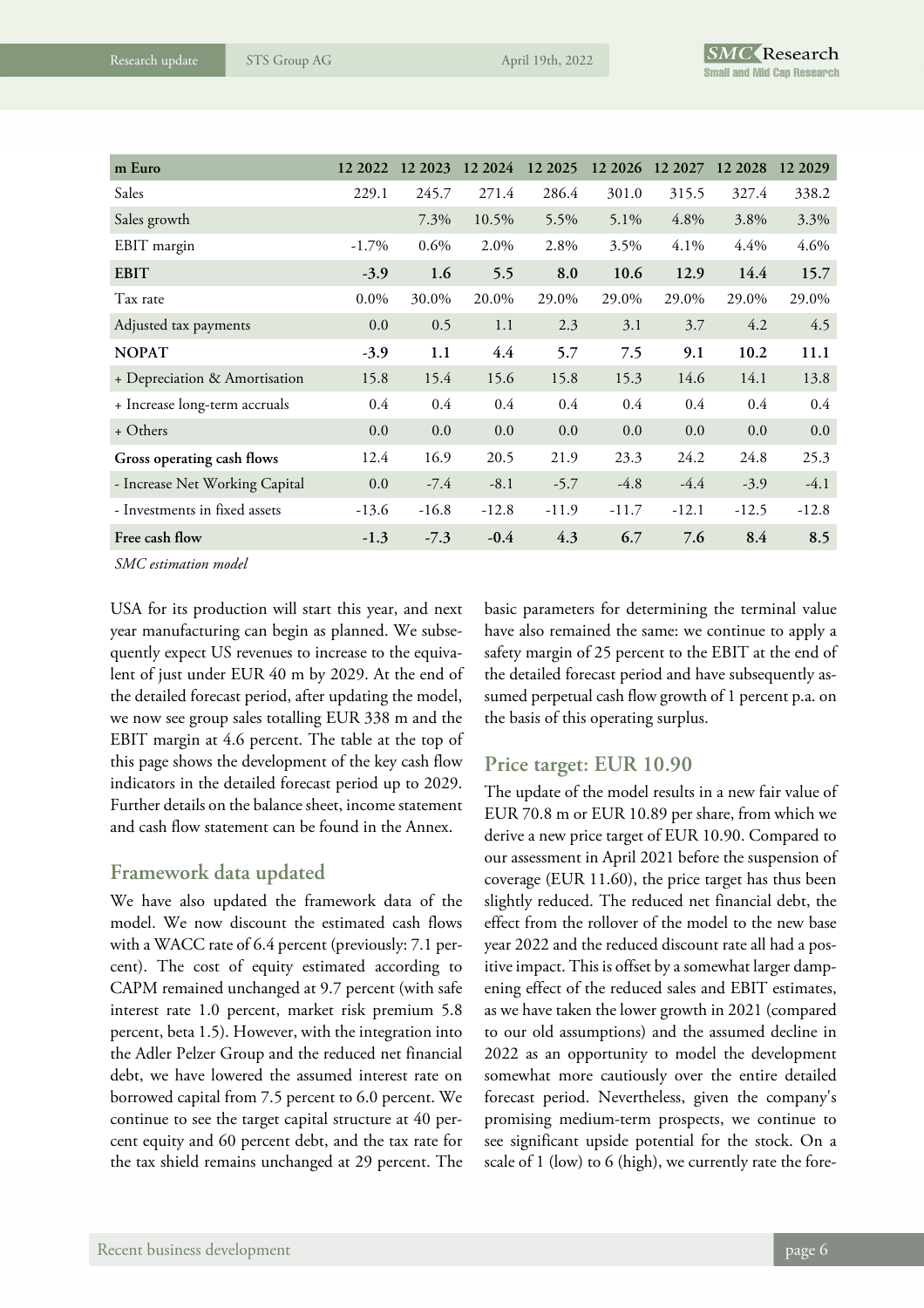| m Euro | 12 2022 | 12 2023 | 12 2024 | 12 2025 | 12 2026 | 12 2027 | 12 2028 | 12 2029 |
|---|---|---|---|---|---|---|---|---|
| Sales | 229.1 | 245.7 | 271.4 | 286.4 | 301.0 | 315.5 | 327.4 | 338.2 |
| Sales growth | | 7.3% | 10.5% | 5.5% | 5.1% | 4.8% | 3.8% | 3.3% |
| EBIT margin | -1.7% | 0.6% | 2.0% | 2.8% | 3.5% | 4.1% | 4.4% | 4.6% |
| **EBIT** | **-3.9** | **1.6** | **5.5** | **8.0** | **10.6** | **12.9** | **14.4** | **15.7** |
| Tax rate | 0.0% | 30.0% | 20.0% | 29.0% | 29.0% | 29.0% | 29.0% | 29.0% |
| Adjusted tax payments | 0.0 | 0.5 | 1.1 | 2.3 | 3.1 | 3.7 | 4.2 | 4.5 |
| **NOPAT** | **-3.9** | **1.1** | **4.4** | **5.7** | **7.5** | **9.1** | **10.2** | **11.1** |
| + Depreciation & Amortisation | 15.8 | 15.4 | 15.6 | 15.8 | 15.3 | 14.6 | 14.1 | 13.8 |
| + Increase long-term accruals | 0.4 | 0.4 | 0.4 | 0.4 | 0.4 | 0.4 | 0.4 | 0.4 |
| + Others | 0.0 | 0.0 | 0.0 | 0.0 | 0.0 | 0.0 | 0.0 | 0.0 |
| **Gross operating cash flows** | 12.4 | 16.9 | 20.5 | 21.9 | 23.3 | 24.2 | 24.8 | 25.3 |
| - Increase Net Working Capital | 0.0 | -7.4 | -8.1 | -5.7 | -4.8 | -4.4 | -3.9 | -4.1 |
| - Investments in fixed assets | -13.6 | -16.8 | -12.8 | -11.9 | -11.7 | -12.1 | -12.5 | -12.8 |
| **Free cash flow** | **-1.3** | **-7.3** | **-0.4** | **4.3** | **6.7** | **7.6** | **8.4** | **8.5** |

*SMC estimation model*

USA for its production will start this year, and next year manufacturing can begin as planned. We subsequently expect US revenues to increase to the equivalent of just under EUR 40 m by 2029. At the end of the detailed forecast period, after updating the model, we now see group sales totalling EUR 338 m and the EBIT margin at 4.6 percent. The table at the top of this page shows the development of the key cash flow indicators in the detailed forecast period up to 2029. Further details on the balance sheet, income statement and cash flow statement can be found in the Annex.

## Framework data updated

We have also updated the framework data of the model. We now discount the estimated cash flows with a WACC rate of 6.4 percent (previously: 7.1 percent). The cost of equity estimated according to CAPM remained unchanged at 9.7 percent (with safe interest rate 1.0 percent, market risk premium 5.8 percent, beta 1.5). However, with the integration into the Adler Pelzer Group and the reduced net financial debt, we have lowered the assumed interest rate on borrowed capital from 7.5 percent to 6.0 percent. We continue to see the target capital structure at 40 percent equity and 60 percent debt, and the tax rate for the tax shield remains unchanged at 29 percent. The basic parameters for determining the terminal value have also remained the same: we continue to apply a safety margin of 25 percent to the EBIT at the end of the detailed forecast period and have subsequently assumed perpetual cash flow growth of 1 percent p.a. on the basis of this operating surplus.

## Price target: EUR 10.90

The update of the model results in a new fair value of EUR 70.8 m or EUR 10.89 per share, from which we derive a new price target of EUR 10.90. Compared to our assessment in April 2021 before the suspension of coverage (EUR 11.60), the price target has thus been slightly reduced. The reduced net financial debt, the effect from the rollover of the model to the new base year 2022 and the reduced discount rate all had a positive impact. This is offset by a somewhat larger dampening effect of the reduced sales and EBIT estimates, as we have taken the lower growth in 2021 (compared to our old assumptions) and the assumed decline in 2022 as an opportunity to model the development somewhat more cautiously over the entire detailed forecast period. Nevertheless, given the company's promising medium-term prospects, we continue to see significant upside potential for the stock. On a scale of 1 (low) to 6 (high), we currently rate the fore-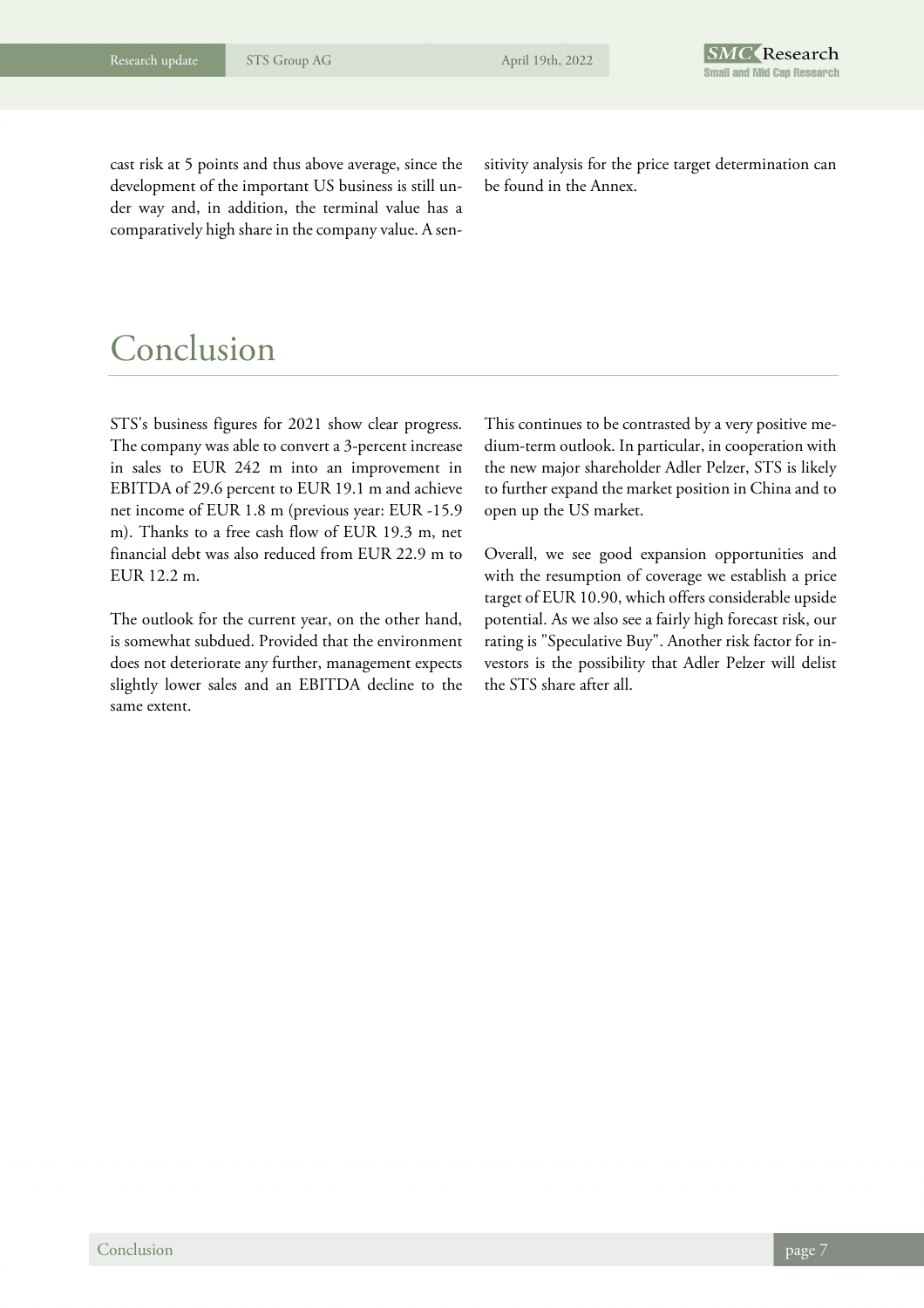cast risk at 5 points and thus above average, since the development of the important US business is still under way and, in addition, the terminal value has a comparatively high share in the company value. A sensitivity analysis for the price target determination can be found in the Annex.

# Conclusion

STS's business figures for 2021 show clear progress. The company was able to convert a 3-percent increase in sales to EUR 242 m into an improvement in EBITDA of 29.6 percent to EUR 19.1 m and achieve net income of EUR 1.8 m (previous year: EUR -15.9 m). Thanks to a free cash flow of EUR 19.3 m, net financial debt was also reduced from EUR 22.9 m to EUR 12.2 m.

The outlook for the current year, on the other hand, is somewhat subdued. Provided that the environment does not deteriorate any further, management expects slightly lower sales and an EBITDA decline to the same extent.

This continues to be contrasted by a very positive medium-term outlook. In particular, in cooperation with the new major shareholder Adler Pelzer, STS is likely to further expand the market position in China and to open up the US market.

Overall, we see good expansion opportunities and with the resumption of coverage we establish a price target of EUR 10.90, which offers considerable upside potential. As we also see a fairly high forecast risk, our rating is "Speculative Buy". Another risk factor for investors is the possibility that Adler Pelzer will delist the STS share after all.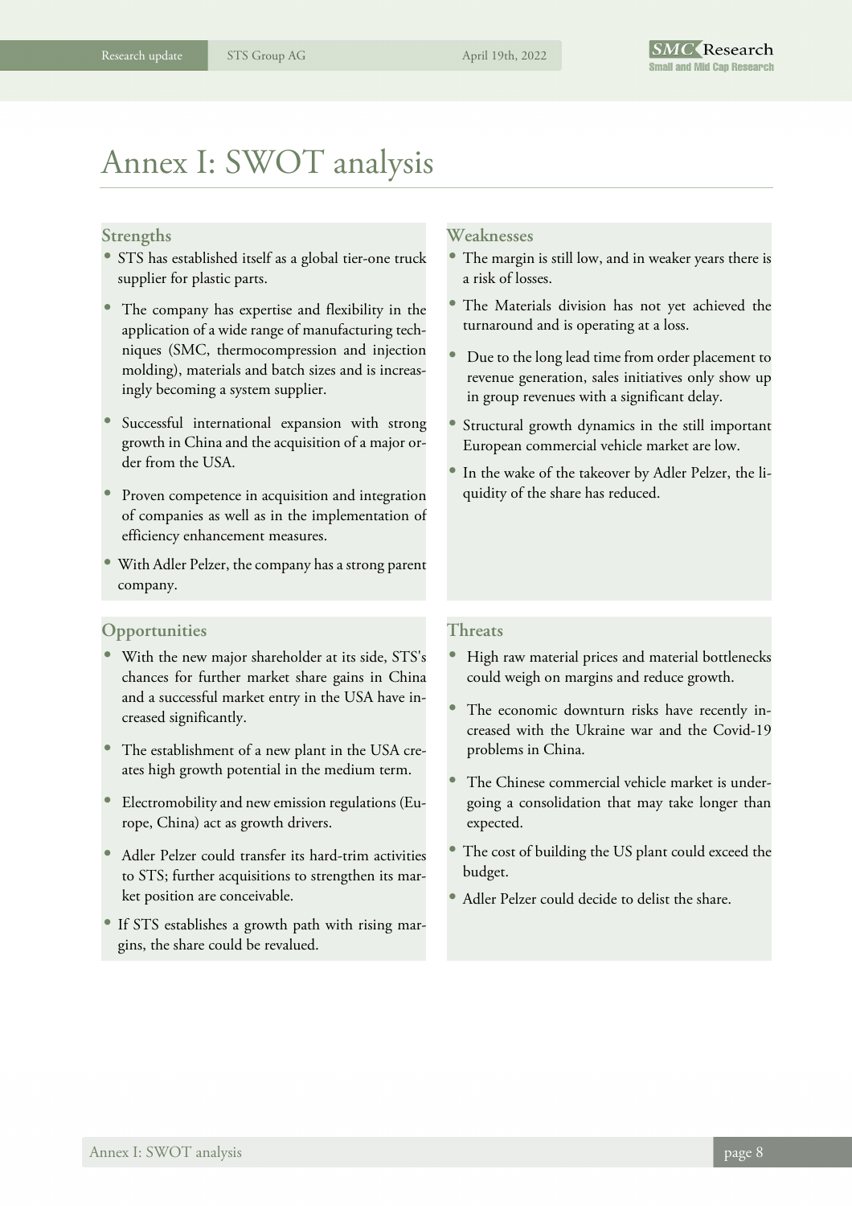# Annex I: SWOT analysis

## Strengths

- STS has established itself as a global tier-one truck supplier for plastic parts.
- The company has expertise and flexibility in the application of a wide range of manufacturing techniques (SMC, thermocompression and injection molding), materials and batch sizes and is increasingly becoming a system supplier.
- Successful international expansion with strong growth in China and the acquisition of a major order from the USA.
- Proven competence in acquisition and integration of companies as well as in the implementation of efficiency enhancement measures.
- With Adler Pelzer, the company has a strong parent company.

## Weaknesses

- The margin is still low, and in weaker years there is a risk of losses.
- The Materials division has not yet achieved the turnaround and is operating at a loss.
- Due to the long lead time from order placement to revenue generation, sales initiatives only show up in group revenues with a significant delay.
- Structural growth dynamics in the still important European commercial vehicle market are low.
- In the wake of the takeover by Adler Pelzer, the liquidity of the share has reduced.

## Opportunities

- With the new major shareholder at its side, STS's chances for further market share gains in China and a successful market entry in the USA have increased significantly.
- The establishment of a new plant in the USA creates high growth potential in the medium term.
- Electromobility and new emission regulations (Europe, China) act as growth drivers.
- Adler Pelzer could transfer its hard-trim activities to STS; further acquisitions to strengthen its market position are conceivable.
- If STS establishes a growth path with rising margins, the share could be revalued.

## Threats

- High raw material prices and material bottlenecks could weigh on margins and reduce growth.
- The economic downturn risks have recently increased with the Ukraine war and the Covid-19 problems in China.
- The Chinese commercial vehicle market is undergoing a consolidation that may take longer than expected.
- The cost of building the US plant could exceed the budget.
- Adler Pelzer could decide to delist the share.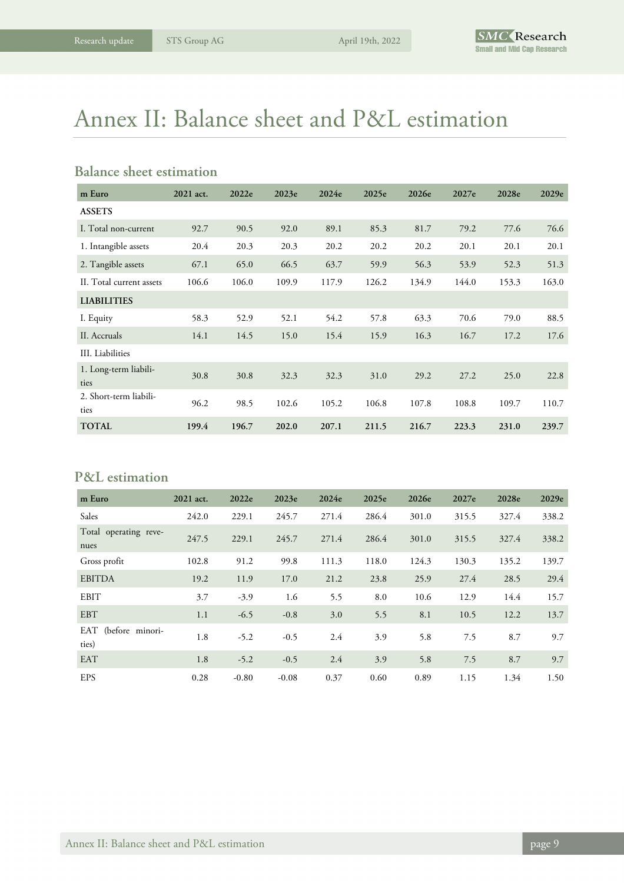# Annex II: Balance sheet and P&L estimation

## Balance sheet estimation

| m Euro | 2021 act. | 2022e | 2023e | 2024e | 2025e | 2026e | 2027e | 2028e | 2029e |
|---|---|---|---|---|---|---|---|---|---|
| **ASSETS** | | | | | | | | | |
| I. Total non-current | 92.7 | 90.5 | 92.0 | 89.1 | 85.3 | 81.7 | 79.2 | 77.6 | 76.6 |
| 1. Intangible assets | 20.4 | 20.3 | 20.3 | 20.2 | 20.2 | 20.2 | 20.1 | 20.1 | 20.1 |
| 2. Tangible assets | 67.1 | 65.0 | 66.5 | 63.7 | 59.9 | 56.3 | 53.9 | 52.3 | 51.3 |
| II. Total current assets | 106.6 | 106.0 | 109.9 | 117.9 | 126.2 | 134.9 | 144.0 | 153.3 | 163.0 |
| **LIABILITIES** | | | | | | | | | |
| I. Equity | 58.3 | 52.9 | 52.1 | 54.2 | 57.8 | 63.3 | 70.6 | 79.0 | 88.5 |
| II. Accruals | 14.1 | 14.5 | 15.0 | 15.4 | 15.9 | 16.3 | 16.7 | 17.2 | 17.6 |
| III. Liabilities | | | | | | | | | |
| 1. Long-term liabilities | 30.8 | 30.8 | 32.3 | 32.3 | 31.0 | 29.2 | 27.2 | 25.0 | 22.8 |
| 2. Short-term liabilities | 96.2 | 98.5 | 102.6 | 105.2 | 106.8 | 107.8 | 108.8 | 109.7 | 110.7 |
| **TOTAL** | **199.4** | **196.7** | **202.0** | **207.1** | **211.5** | **216.7** | **223.3** | **231.0** | **239.7** |

## P&L estimation

| m Euro | 2021 act. | 2022e | 2023e | 2024e | 2025e | 2026e | 2027e | 2028e | 2029e |
|---|---|---|---|---|---|---|---|---|---|
| Sales | 242.0 | 229.1 | 245.7 | 271.4 | 286.4 | 301.0 | 315.5 | 327.4 | 338.2 |
| Total operating revenues | 247.5 | 229.1 | 245.7 | 271.4 | 286.4 | 301.0 | 315.5 | 327.4 | 338.2 |
| Gross profit | 102.8 | 91.2 | 99.8 | 111.3 | 118.0 | 124.3 | 130.3 | 135.2 | 139.7 |
| EBITDA | 19.2 | 11.9 | 17.0 | 21.2 | 23.8 | 25.9 | 27.4 | 28.5 | 29.4 |
| EBIT | 3.7 | -3.9 | 1.6 | 5.5 | 8.0 | 10.6 | 12.9 | 14.4 | 15.7 |
| EBT | 1.1 | -6.5 | -0.8 | 3.0 | 5.5 | 8.1 | 10.5 | 12.2 | 13.7 |
| EAT (before minorities) | 1.8 | -5.2 | -0.5 | 2.4 | 3.9 | 5.8 | 7.5 | 8.7 | 9.7 |
| EAT | 1.8 | -5.2 | -0.5 | 2.4 | 3.9 | 5.8 | 7.5 | 8.7 | 9.7 |
| EPS | 0.28 | -0.80 | -0.08 | 0.37 | 0.60 | 0.89 | 1.15 | 1.34 | 1.50 |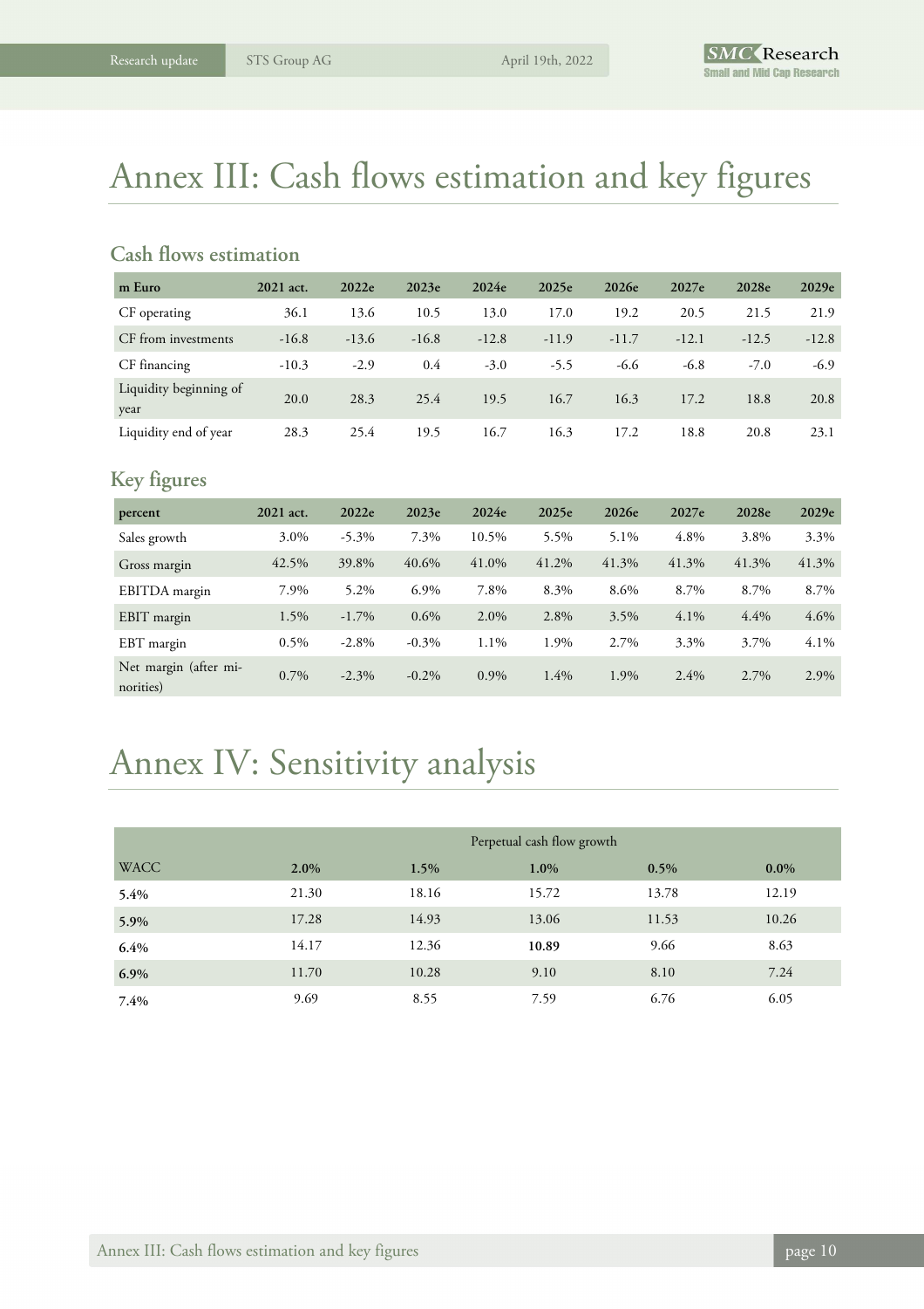# Annex III: Cash flows estimation and key figures

## Cash flows estimation

| m Euro | 2021 act. | 2022e | 2023e | 2024e | 2025e | 2026e | 2027e | 2028e | 2029e |
|---|---|---|---|---|---|---|---|---|---|
| CF operating | 36.1 | 13.6 | 10.5 | 13.0 | 17.0 | 19.2 | 20.5 | 21.5 | 21.9 |
| CF from investments | -16.8 | -13.6 | -16.8 | -12.8 | -11.9 | -11.7 | -12.1 | -12.5 | -12.8 |
| CF financing | -10.3 | -2.9 | 0.4 | -3.0 | -5.5 | -6.6 | -6.8 | -7.0 | -6.9 |
| Liquidity beginning of year | 20.0 | 28.3 | 25.4 | 19.5 | 16.7 | 16.3 | 17.2 | 18.8 | 20.8 |
| Liquidity end of year | 28.3 | 25.4 | 19.5 | 16.7 | 16.3 | 17.2 | 18.8 | 20.8 | 23.1 |

## Key figures

| percent | 2021 act. | 2022e | 2023e | 2024e | 2025e | 2026e | 2027e | 2028e | 2029e |
|---|---|---|---|---|---|---|---|---|---|
| Sales growth | 3.0% | -5.3% | 7.3% | 10.5% | 5.5% | 5.1% | 4.8% | 3.8% | 3.3% |
| Gross margin | 42.5% | 39.8% | 40.6% | 41.0% | 41.2% | 41.3% | 41.3% | 41.3% | 41.3% |
| EBITDA margin | 7.9% | 5.2% | 6.9% | 7.8% | 8.3% | 8.6% | 8.7% | 8.7% | 8.7% |
| EBIT margin | 1.5% | -1.7% | 0.6% | 2.0% | 2.8% | 3.5% | 4.1% | 4.4% | 4.6% |
| EBT margin | 0.5% | -2.8% | -0.3% | 1.1% | 1.9% | 2.7% | 3.3% | 3.7% | 4.1% |
| Net margin (after minorities) | 0.7% | -2.3% | -0.2% | 0.9% | 1.4% | 1.9% | 2.4% | 2.7% | 2.9% |

# Annex IV: Sensitivity analysis

| | Perpetual cash flow growth | | | | |
|---|---|---|---|---|---|
| **WACC** | **2.0%** | **1.5%** | **1.0%** | **0.5%** | **0.0%** |
| **5.4%** | 21.30 | 18.16 | 15.72 | 13.78 | 12.19 |
| **5.9%** | 17.28 | 14.93 | 13.06 | 11.53 | 10.26 |
| **6.4%** | 14.17 | 12.36 | **10.89** | 9.66 | 8.63 |
| **6.9%** | 11.70 | 10.28 | 9.10 | 8.10 | 7.24 |
| **7.4%** | 9.69 | 8.55 | 7.59 | 6.76 | 6.05 |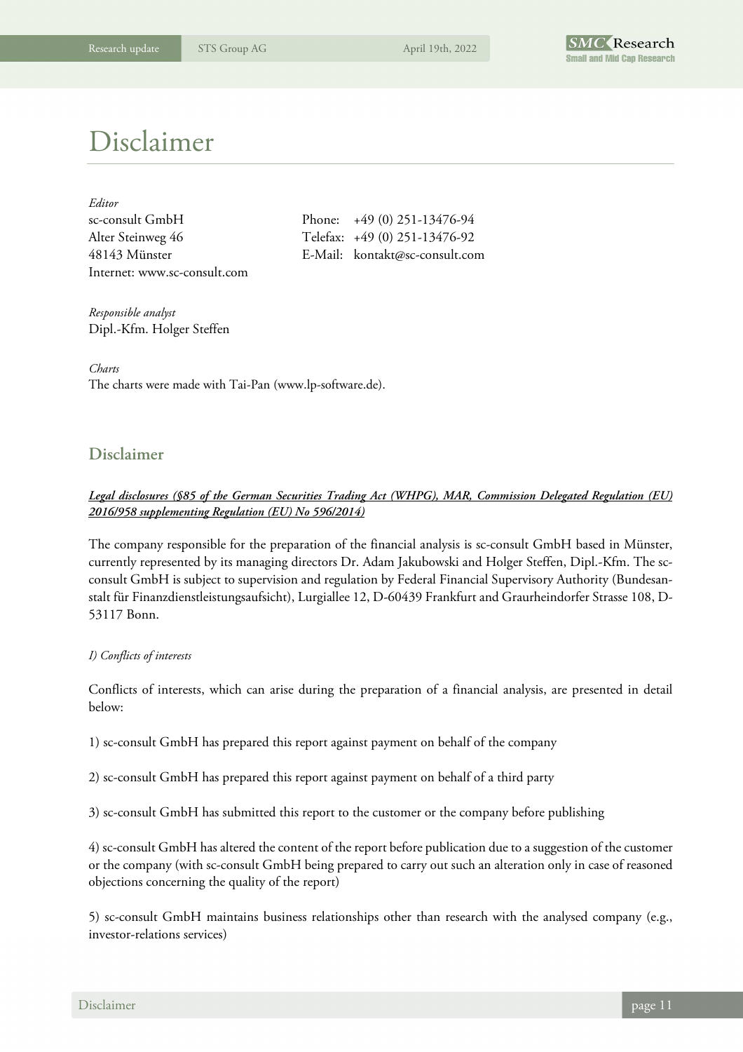# Disclaimer

*Editor*

sc-consult GmbH
Alter Steinweg 46
48143 Münster
Internet: www.sc-consult.com

Phone: +49 (0) 251-13476-94
Telefax: +49 (0) 251-13476-92
E-Mail: kontakt@sc-consult.com

*Responsible analyst*

Dipl.-Kfm. Holger Steffen

*Charts*

The charts were made with Tai-Pan (www.lp-software.de).

## Disclaimer

***Legal disclosures (§85 of the German Securities Trading Act (WHPG), MAR, Commission Delegated Regulation (EU) 2016/958 supplementing Regulation (EU) No 596/2014)***

The company responsible for the preparation of the financial analysis is sc-consult GmbH based in Münster, currently represented by its managing directors Dr. Adam Jakubowski and Holger Steffen, Dipl.-Kfm. The sc-consult GmbH is subject to supervision and regulation by Federal Financial Supervisory Authority (Bundesanstalt für Finanzdienstleistungsaufsicht), Lurgiallee 12, D-60439 Frankfurt and Graurheindorfer Strasse 108, D-53117 Bonn.

*I) Conflicts of interests*

Conflicts of interests, which can arise during the preparation of a financial analysis, are presented in detail below:

1) sc-consult GmbH has prepared this report against payment on behalf of the company

2) sc-consult GmbH has prepared this report against payment on behalf of a third party

3) sc-consult GmbH has submitted this report to the customer or the company before publishing

4) sc-consult GmbH has altered the content of the report before publication due to a suggestion of the customer or the company (with sc-consult GmbH being prepared to carry out such an alteration only in case of reasoned objections concerning the quality of the report)

5) sc-consult GmbH maintains business relationships other than research with the analysed company (e.g., investor-relations services)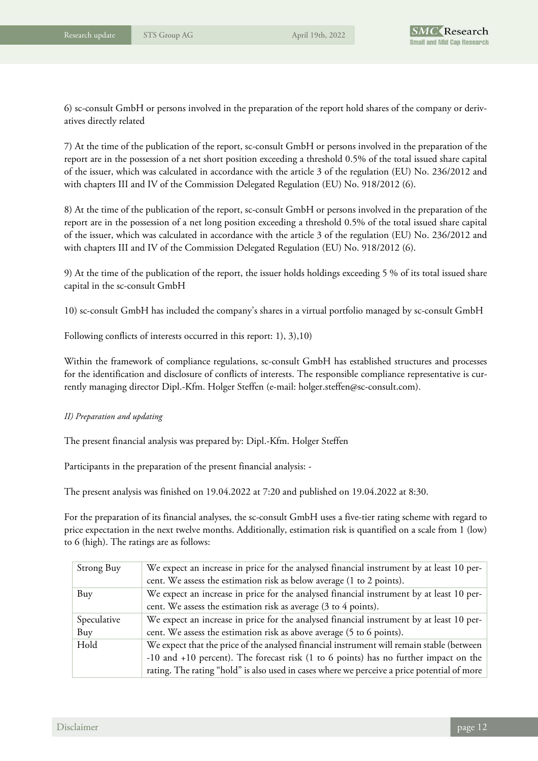6) sc-consult GmbH or persons involved in the preparation of the report hold shares of the company or derivatives directly related

7) At the time of the publication of the report, sc-consult GmbH or persons involved in the preparation of the report are in the possession of a net short position exceeding a threshold 0.5% of the total issued share capital of the issuer, which was calculated in accordance with the article 3 of the regulation (EU) No. 236/2012 and with chapters III and IV of the Commission Delegated Regulation (EU) No. 918/2012 (6).

8) At the time of the publication of the report, sc-consult GmbH or persons involved in the preparation of the report are in the possession of a net long position exceeding a threshold 0.5% of the total issued share capital of the issuer, which was calculated in accordance with the article 3 of the regulation (EU) No. 236/2012 and with chapters III and IV of the Commission Delegated Regulation (EU) No. 918/2012 (6).

9) At the time of the publication of the report, the issuer holds holdings exceeding 5 % of its total issued share capital in the sc-consult GmbH

10) sc-consult GmbH has included the company's shares in a virtual portfolio managed by sc-consult GmbH

Following conflicts of interests occurred in this report: 1), 3),10)

Within the framework of compliance regulations, sc-consult GmbH has established structures and processes for the identification and disclosure of conflicts of interests. The responsible compliance representative is currently managing director Dipl.-Kfm. Holger Steffen (e-mail: holger.steffen@sc-consult.com).

*II) Preparation and updating*

The present financial analysis was prepared by: Dipl.-Kfm. Holger Steffen

Participants in the preparation of the present financial analysis: -

The present analysis was finished on 19.04.2022 at 7:20 and published on 19.04.2022 at 8:30.

For the preparation of its financial analyses, the sc-consult GmbH uses a five-tier rating scheme with regard to price expectation in the next twelve months. Additionally, estimation risk is quantified on a scale from 1 (low) to 6 (high). The ratings are as follows:

| | |
|---|---|
| Strong Buy | We expect an increase in price for the analysed financial instrument by at least 10 percent. We assess the estimation risk as below average (1 to 2 points). |
| Buy | We expect an increase in price for the analysed financial instrument by at least 10 percent. We assess the estimation risk as average (3 to 4 points). |
| Speculative Buy | We expect an increase in price for the analysed financial instrument by at least 10 percent. We assess the estimation risk as above average (5 to 6 points). |
| Hold | We expect that the price of the analysed financial instrument will remain stable (between -10 and +10 percent). The forecast risk (1 to 6 points) has no further impact on the rating. The rating "hold" is also used in cases where we perceive a price potential of more |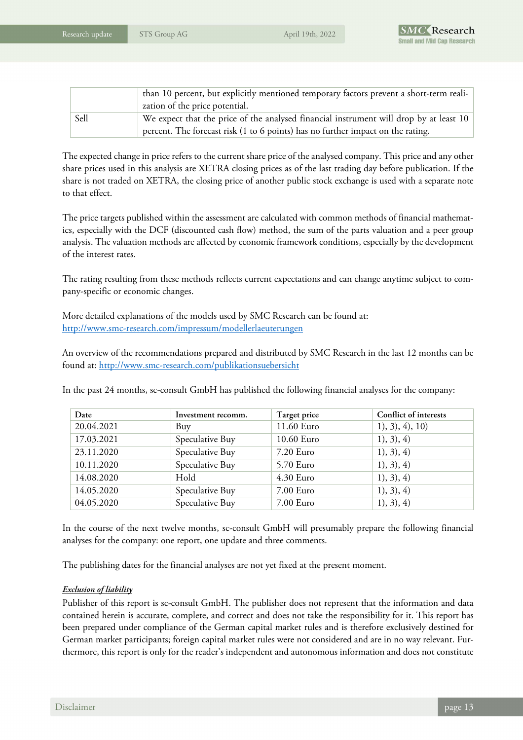|  | than 10 percent, but explicitly mentioned temporary factors prevent a short-term realization of the price potential. |
|---|---|
| Sell | We expect that the price of the analysed financial instrument will drop by at least 10 percent. The forecast risk (1 to 6 points) has no further impact on the rating. |

The expected change in price refers to the current share price of the analysed company. This price and any other share prices used in this analysis are XETRA closing prices as of the last trading day before publication. If the share is not traded on XETRA, the closing price of another public stock exchange is used with a separate note to that effect.

The price targets published within the assessment are calculated with common methods of financial mathematics, especially with the DCF (discounted cash flow) method, the sum of the parts valuation and a peer group analysis. The valuation methods are affected by economic framework conditions, especially by the development of the interest rates.

The rating resulting from these methods reflects current expectations and can change anytime subject to company-specific or economic changes.

More detailed explanations of the models used by SMC Research can be found at:
[http://www.smc-research.com/impressum/modellerlaeuterungen](http://www.smc-research.com/impressum/modellerlaeuterungen)

An overview of the recommendations prepared and distributed by SMC Research in the last 12 months can be found at: [http://www.smc-research.com/publikationsuebersicht](http://www.smc-research.com/publikationsuebersicht)

In the past 24 months, sc-consult GmbH has published the following financial analyses for the company:

| Date | Investment recomm. | Target price | Conflict of interests |
|---|---|---|---|
| 20.04.2021 | Buy | 11.60 Euro | 1), 3), 4), 10) |
| 17.03.2021 | Speculative Buy | 10.60 Euro | 1), 3), 4) |
| 23.11.2020 | Speculative Buy | 7.20 Euro | 1), 3), 4) |
| 10.11.2020 | Speculative Buy | 5.70 Euro | 1), 3), 4) |
| 14.08.2020 | Hold | 4.30 Euro | 1), 3), 4) |
| 14.05.2020 | Speculative Buy | 7.00 Euro | 1), 3), 4) |
| 04.05.2020 | Speculative Buy | 7.00 Euro | 1), 3), 4) |

In the course of the next twelve months, sc-consult GmbH will presumably prepare the following financial analyses for the company: one report, one update and three comments.

The publishing dates for the financial analyses are not yet fixed at the present moment.

***Exclusion of liability***

Publisher of this report is sc-consult GmbH. The publisher does not represent that the information and data contained herein is accurate, complete, and correct and does not take the responsibility for it. This report has been prepared under compliance of the German capital market rules and is therefore exclusively destined for German market participants; foreign capital market rules were not considered and are in no way relevant. Furthermore, this report is only for the reader's independent and autonomous information and does not constitute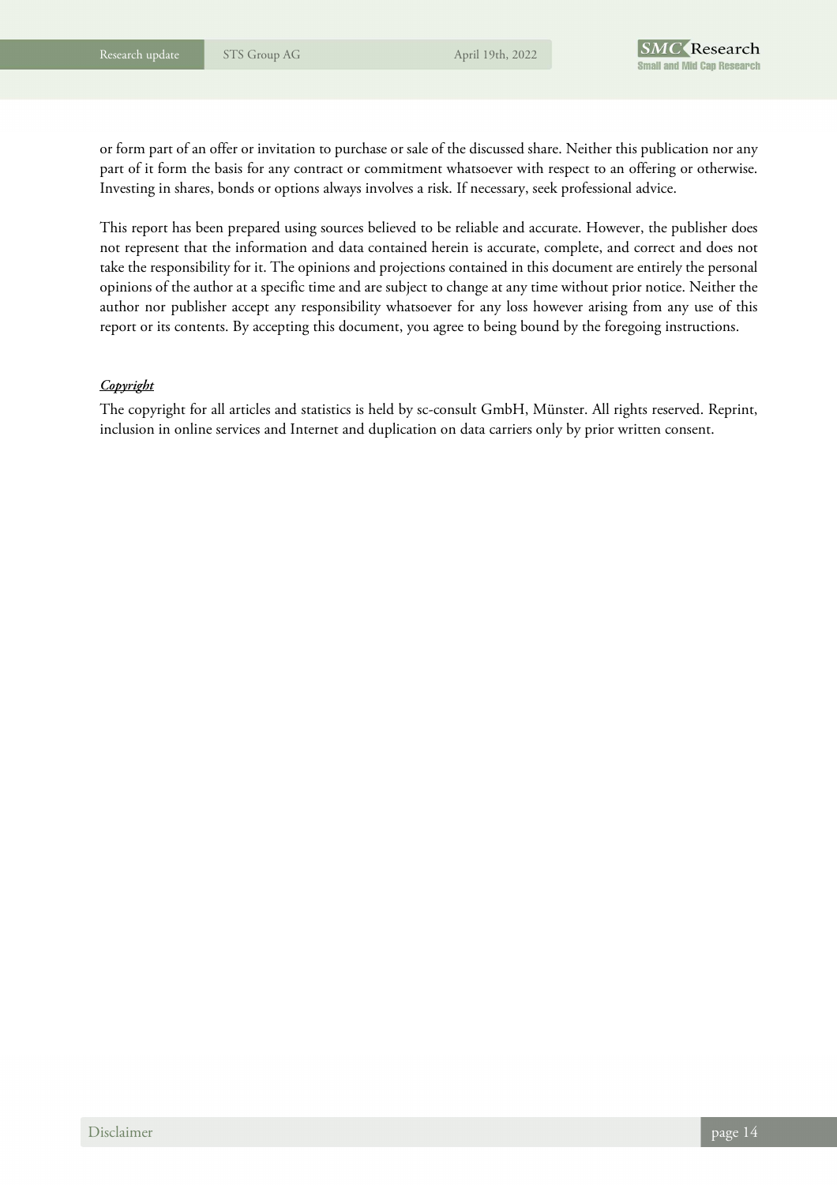or form part of an offer or invitation to purchase or sale of the discussed share. Neither this publication nor any part of it form the basis for any contract or commitment whatsoever with respect to an offering or otherwise. Investing in shares, bonds or options always involves a risk. If necessary, seek professional advice.

This report has been prepared using sources believed to be reliable and accurate. However, the publisher does not represent that the information and data contained herein is accurate, complete, and correct and does not take the responsibility for it. The opinions and projections contained in this document are entirely the personal opinions of the author at a specific time and are subject to change at any time without prior notice. Neither the author nor publisher accept any responsibility whatsoever for any loss however arising from any use of this report or its contents. By accepting this document, you agree to being bound by the foregoing instructions.

***Copyright***

The copyright for all articles and statistics is held by sc-consult GmbH, Münster. All rights reserved. Reprint, inclusion in online services and Internet and duplication on data carriers only by prior written consent.